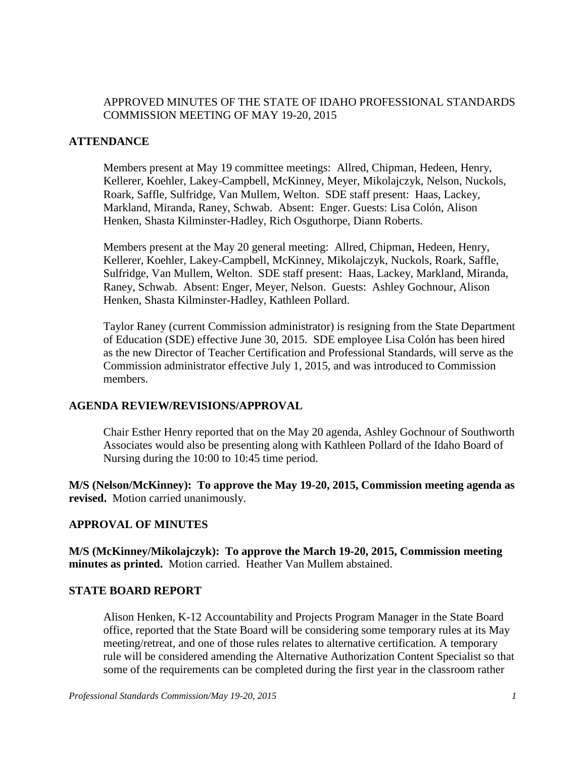APPROVED MINUTES OF THE STATE OF IDAHO PROFESSIONAL STANDARDS COMMISSION MEETING OF MAY 19-20, 2015

## ATTENDANCE

Members present at May 19 committee meetings: Allred, Chipman, Hedeen, Henry, Kellerer, Koehler, Lakey-Campbell, McKinney, Meyer, Mikolajczyk, Nelson, Nuckols, Roark, Saffle, Sulfridge, Van Mullem, Welton. SDE staff present: Haas, Lackey, Markland, Miranda, Raney, Schwab. Absent: Enger. Guests: Lisa Colón, Alison Henken, Shasta Kilminster-Hadley, Rich Osguthorpe, Diann Roberts.

Members present at the May 20 general meeting: Allred, Chipman, Hedeen, Henry, Kellerer, Koehler, Lakey-Campbell, McKinney, Mikolajczyk, Nuckols, Roark, Saffle, Sulfridge, Van Mullem, Welton. SDE staff present: Haas, Lackey, Markland, Miranda, Raney, Schwab. Absent: Enger, Meyer, Nelson. Guests: Ashley Gochnour, Alison Henken, Shasta Kilminster-Hadley, Kathleen Pollard.

Taylor Raney (current Commission administrator) is resigning from the State Department of Education (SDE) effective June 30, 2015. SDE employee Lisa Colón has been hired as the new Director of Teacher Certification and Professional Standards, will serve as the Commission administrator effective July 1, 2015, and was introduced to Commission members.

## AGENDA REVIEW/REVISIONS/APPROVAL

Chair Esther Henry reported that on the May 20 agenda, Ashley Gochnour of Southworth Associates would also be presenting along with Kathleen Pollard of the Idaho Board of Nursing during the 10:00 to 10:45 time period.

**M/S (Nelson/McKinney): To approve the May 19-20, 2015, Commission meeting agenda as revised.** Motion carried unanimously.

## APPROVAL OF MINUTES

**M/S (McKinney/Mikolajczyk): To approve the March 19-20, 2015, Commission meeting minutes as printed.** Motion carried. Heather Van Mullem abstained.

## STATE BOARD REPORT

Alison Henken, K-12 Accountability and Projects Program Manager in the State Board office, reported that the State Board will be considering some temporary rules at its May meeting/retreat, and one of those rules relates to alternative certification. A temporary rule will be considered amending the Alternative Authorization Content Specialist so that some of the requirements can be completed during the first year in the classroom rather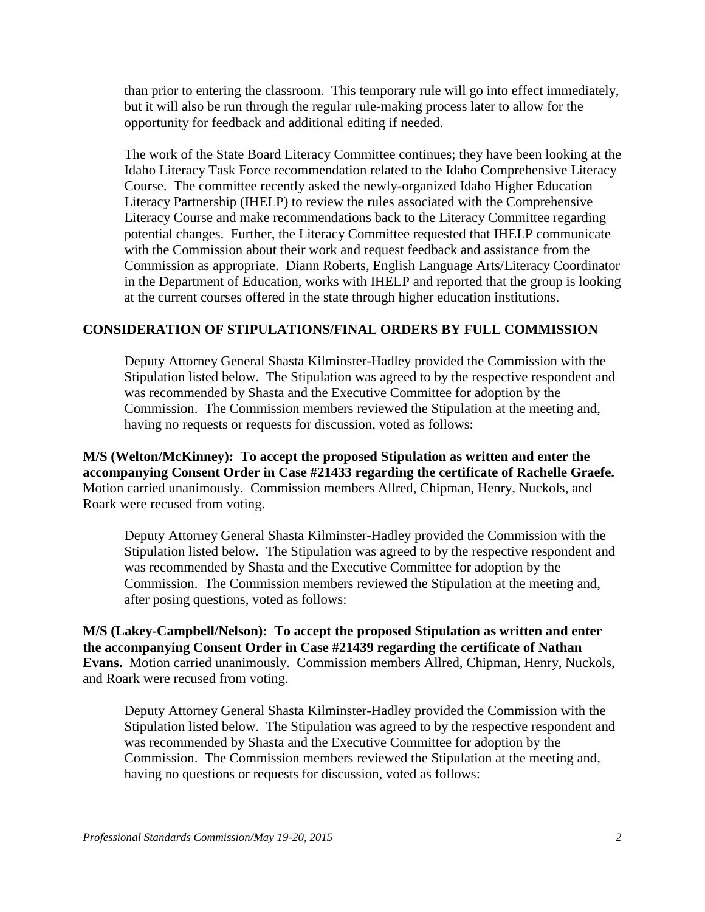than prior to entering the classroom. This temporary rule will go into effect immediately, but it will also be run through the regular rule-making process later to allow for the opportunity for feedback and additional editing if needed.

The work of the State Board Literacy Committee continues; they have been looking at the Idaho Literacy Task Force recommendation related to the Idaho Comprehensive Literacy Course. The committee recently asked the newly-organized Idaho Higher Education Literacy Partnership (IHELP) to review the rules associated with the Comprehensive Literacy Course and make recommendations back to the Literacy Committee regarding potential changes. Further, the Literacy Committee requested that IHELP communicate with the Commission about their work and request feedback and assistance from the Commission as appropriate. Diann Roberts, English Language Arts/Literacy Coordinator in the Department of Education, works with IHELP and reported that the group is looking at the current courses offered in the state through higher education institutions.

## CONSIDERATION OF STIPULATIONS/FINAL ORDERS BY FULL COMMISSION

Deputy Attorney General Shasta Kilminster-Hadley provided the Commission with the Stipulation listed below. The Stipulation was agreed to by the respective respondent and was recommended by Shasta and the Executive Committee for adoption by the Commission. The Commission members reviewed the Stipulation at the meeting and, having no requests or requests for discussion, voted as follows:

**M/S (Welton/McKinney): To accept the proposed Stipulation as written and enter the accompanying Consent Order in Case #21433 regarding the certificate of Rachelle Graefe.** Motion carried unanimously. Commission members Allred, Chipman, Henry, Nuckols, and Roark were recused from voting.

Deputy Attorney General Shasta Kilminster-Hadley provided the Commission with the Stipulation listed below. The Stipulation was agreed to by the respective respondent and was recommended by Shasta and the Executive Committee for adoption by the Commission. The Commission members reviewed the Stipulation at the meeting and, after posing questions, voted as follows:

**M/S (Lakey-Campbell/Nelson): To accept the proposed Stipulation as written and enter the accompanying Consent Order in Case #21439 regarding the certificate of Nathan Evans.** Motion carried unanimously. Commission members Allred, Chipman, Henry, Nuckols, and Roark were recused from voting.

Deputy Attorney General Shasta Kilminster-Hadley provided the Commission with the Stipulation listed below. The Stipulation was agreed to by the respective respondent and was recommended by Shasta and the Executive Committee for adoption by the Commission. The Commission members reviewed the Stipulation at the meeting and, having no questions or requests for discussion, voted as follows: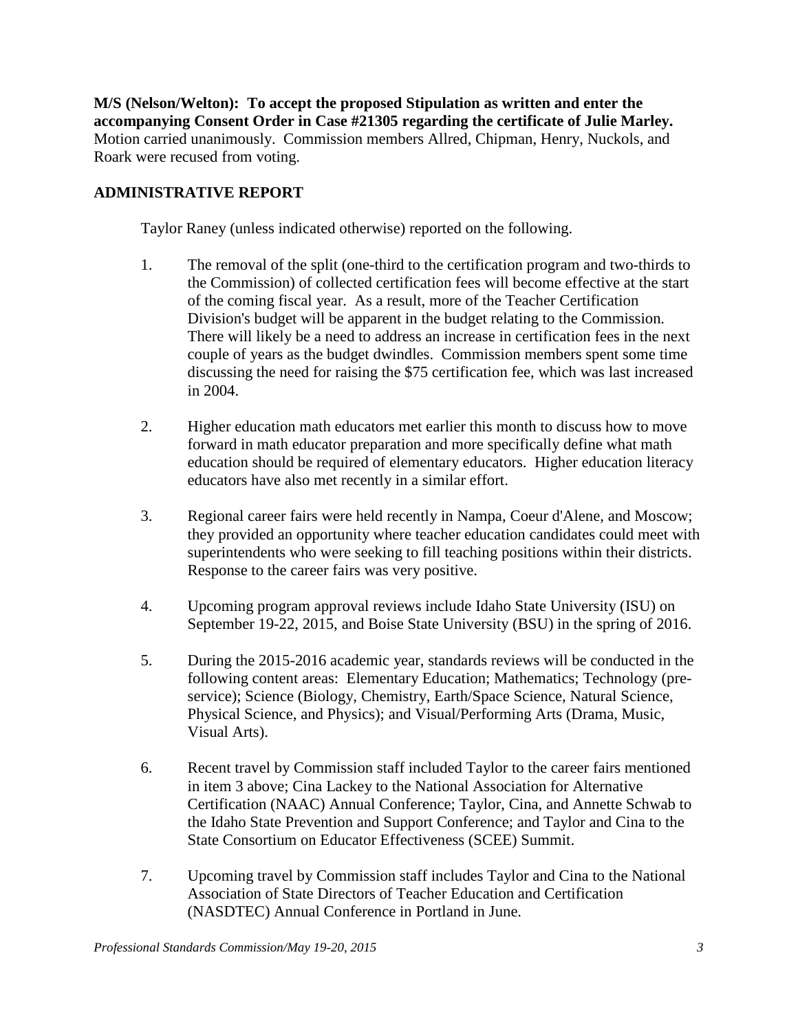**M/S (Nelson/Welton): To accept the proposed Stipulation as written and enter the accompanying Consent Order in Case #21305 regarding the certificate of Julie Marley.** Motion carried unanimously. Commission members Allred, Chipman, Henry, Nuckols, and Roark were recused from voting.

## ADMINISTRATIVE REPORT

Taylor Raney (unless indicated otherwise) reported on the following.

1. The removal of the split (one-third to the certification program and two-thirds to the Commission) of collected certification fees will become effective at the start of the coming fiscal year. As a result, more of the Teacher Certification Division's budget will be apparent in the budget relating to the Commission. There will likely be a need to address an increase in certification fees in the next couple of years as the budget dwindles. Commission members spent some time discussing the need for raising the $75 certification fee, which was last increased in 2004.

2. Higher education math educators met earlier this month to discuss how to move forward in math educator preparation and more specifically define what math education should be required of elementary educators. Higher education literacy educators have also met recently in a similar effort.

3. Regional career fairs were held recently in Nampa, Coeur d'Alene, and Moscow; they provided an opportunity where teacher education candidates could meet with superintendents who were seeking to fill teaching positions within their districts. Response to the career fairs was very positive.

4. Upcoming program approval reviews include Idaho State University (ISU) on September 19-22, 2015, and Boise State University (BSU) in the spring of 2016.

5. During the 2015-2016 academic year, standards reviews will be conducted in the following content areas: Elementary Education; Mathematics; Technology (pre-service); Science (Biology, Chemistry, Earth/Space Science, Natural Science, Physical Science, and Physics); and Visual/Performing Arts (Drama, Music, Visual Arts).

6. Recent travel by Commission staff included Taylor to the career fairs mentioned in item 3 above; Cina Lackey to the National Association for Alternative Certification (NAAC) Annual Conference; Taylor, Cina, and Annette Schwab to the Idaho State Prevention and Support Conference; and Taylor and Cina to the State Consortium on Educator Effectiveness (SCEE) Summit.

7. Upcoming travel by Commission staff includes Taylor and Cina to the National Association of State Directors of Teacher Education and Certification (NASDTEC) Annual Conference in Portland in June.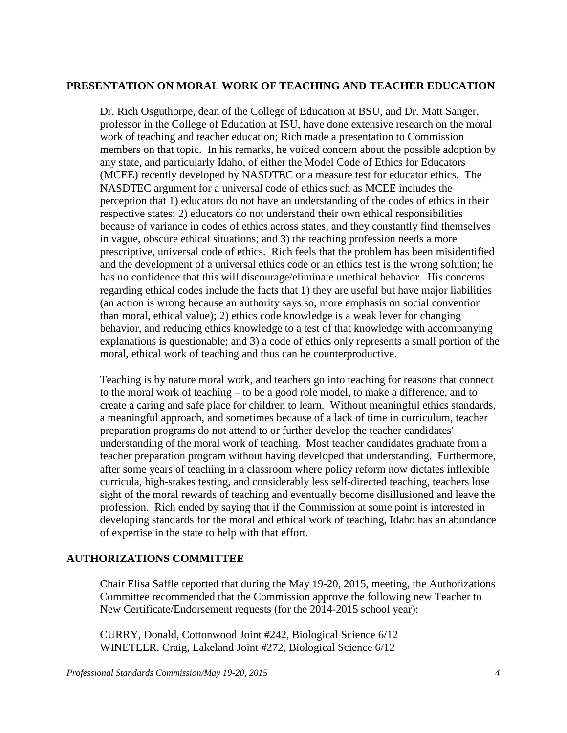## PRESENTATION ON MORAL WORK OF TEACHING AND TEACHER EDUCATION

Dr. Rich Osguthorpe, dean of the College of Education at BSU, and Dr. Matt Sanger, professor in the College of Education at ISU, have done extensive research on the moral work of teaching and teacher education; Rich made a presentation to Commission members on that topic. In his remarks, he voiced concern about the possible adoption by any state, and particularly Idaho, of either the Model Code of Ethics for Educators (MCEE) recently developed by NASDTEC or a measure test for educator ethics. The NASDTEC argument for a universal code of ethics such as MCEE includes the perception that 1) educators do not have an understanding of the codes of ethics in their respective states; 2) educators do not understand their own ethical responsibilities because of variance in codes of ethics across states, and they constantly find themselves in vague, obscure ethical situations; and 3) the teaching profession needs a more prescriptive, universal code of ethics. Rich feels that the problem has been misidentified and the development of a universal ethics code or an ethics test is the wrong solution; he has no confidence that this will discourage/eliminate unethical behavior. His concerns regarding ethical codes include the facts that 1) they are useful but have major liabilities (an action is wrong because an authority says so, more emphasis on social convention than moral, ethical value); 2) ethics code knowledge is a weak lever for changing behavior, and reducing ethics knowledge to a test of that knowledge with accompanying explanations is questionable; and 3) a code of ethics only represents a small portion of the moral, ethical work of teaching and thus can be counterproductive.

Teaching is by nature moral work, and teachers go into teaching for reasons that connect to the moral work of teaching – to be a good role model, to make a difference, and to create a caring and safe place for children to learn. Without meaningful ethics standards, a meaningful approach, and sometimes because of a lack of time in curriculum, teacher preparation programs do not attend to or further develop the teacher candidates' understanding of the moral work of teaching. Most teacher candidates graduate from a teacher preparation program without having developed that understanding. Furthermore, after some years of teaching in a classroom where policy reform now dictates inflexible curricula, high-stakes testing, and considerably less self-directed teaching, teachers lose sight of the moral rewards of teaching and eventually become disillusioned and leave the profession. Rich ended by saying that if the Commission at some point is interested in developing standards for the moral and ethical work of teaching, Idaho has an abundance of expertise in the state to help with that effort.

## AUTHORIZATIONS COMMITTEE

Chair Elisa Saffle reported that during the May 19-20, 2015, meeting, the Authorizations Committee recommended that the Commission approve the following new Teacher to New Certificate/Endorsement requests (for the 2014-2015 school year):

CURRY, Donald, Cottonwood Joint #242, Biological Science 6/12
WINETEER, Craig, Lakeland Joint #272, Biological Science 6/12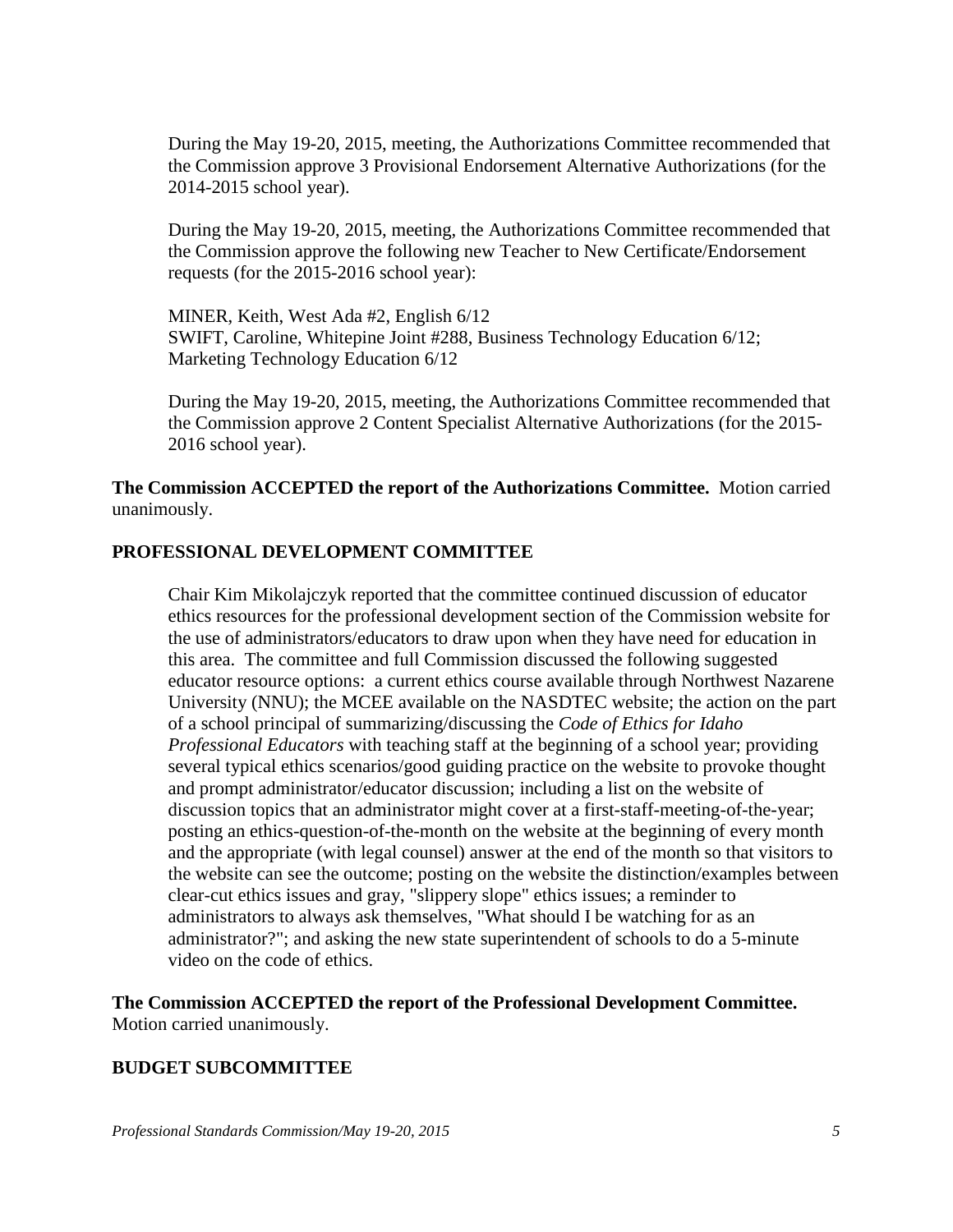During the May 19-20, 2015, meeting, the Authorizations Committee recommended that the Commission approve 3 Provisional Endorsement Alternative Authorizations (for the 2014-2015 school year).

During the May 19-20, 2015, meeting, the Authorizations Committee recommended that the Commission approve the following new Teacher to New Certificate/Endorsement requests (for the 2015-2016 school year):

MINER, Keith, West Ada #2, English 6/12
SWIFT, Caroline, Whitepine Joint #288, Business Technology Education 6/12; Marketing Technology Education 6/12

During the May 19-20, 2015, meeting, the Authorizations Committee recommended that the Commission approve 2 Content Specialist Alternative Authorizations (for the 2015-2016 school year).

**The Commission ACCEPTED the report of the Authorizations Committee.** Motion carried unanimously.

## PROFESSIONAL DEVELOPMENT COMMITTEE

Chair Kim Mikolajczyk reported that the committee continued discussion of educator ethics resources for the professional development section of the Commission website for the use of administrators/educators to draw upon when they have need for education in this area. The committee and full Commission discussed the following suggested educator resource options: a current ethics course available through Northwest Nazarene University (NNU); the MCEE available on the NASDTEC website; the action on the part of a school principal of summarizing/discussing the *Code of Ethics for Idaho Professional Educators* with teaching staff at the beginning of a school year; providing several typical ethics scenarios/good guiding practice on the website to provoke thought and prompt administrator/educator discussion; including a list on the website of discussion topics that an administrator might cover at a first-staff-meeting-of-the-year; posting an ethics-question-of-the-month on the website at the beginning of every month and the appropriate (with legal counsel) answer at the end of the month so that visitors to the website can see the outcome; posting on the website the distinction/examples between clear-cut ethics issues and gray, "slippery slope" ethics issues; a reminder to administrators to always ask themselves, "What should I be watching for as an administrator?"; and asking the new state superintendent of schools to do a 5-minute video on the code of ethics.

**The Commission ACCEPTED the report of the Professional Development Committee.** Motion carried unanimously.

## BUDGET SUBCOMMITTEE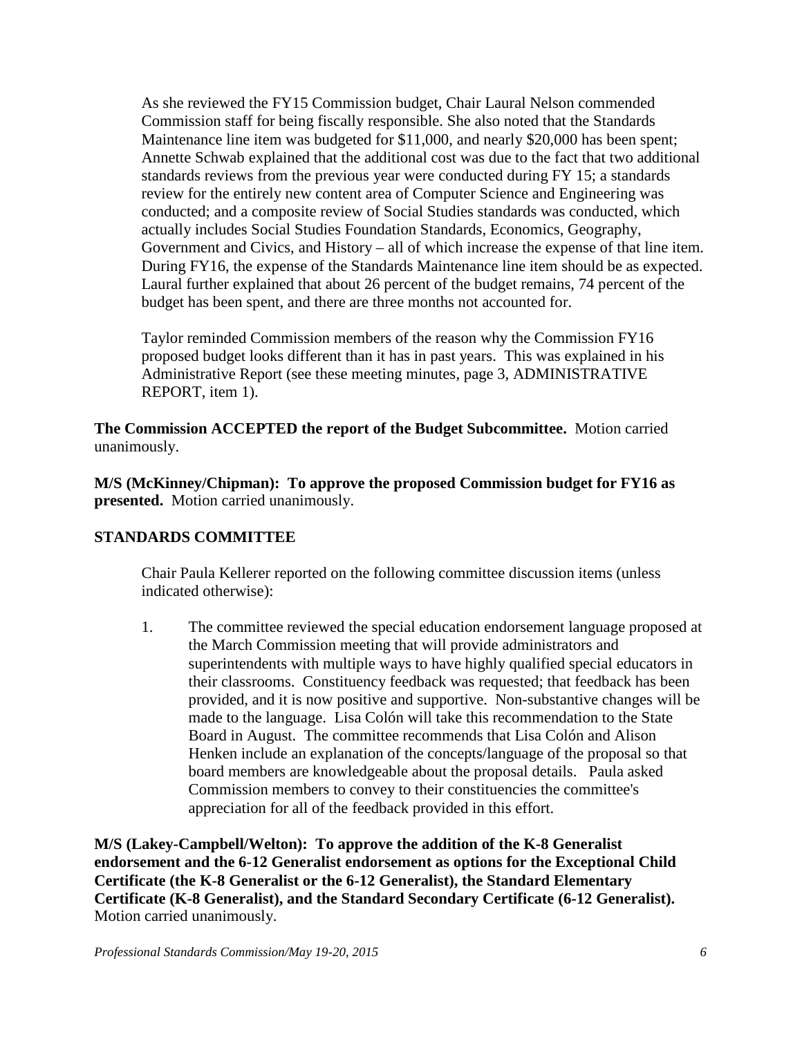As she reviewed the FY15 Commission budget, Chair Laural Nelson commended Commission staff for being fiscally responsible. She also noted that the Standards Maintenance line item was budgeted for $11,000, and nearly $20,000 has been spent; Annette Schwab explained that the additional cost was due to the fact that two additional standards reviews from the previous year were conducted during FY 15; a standards review for the entirely new content area of Computer Science and Engineering was conducted; and a composite review of Social Studies standards was conducted, which actually includes Social Studies Foundation Standards, Economics, Geography, Government and Civics, and History – all of which increase the expense of that line item. During FY16, the expense of the Standards Maintenance line item should be as expected. Laural further explained that about 26 percent of the budget remains, 74 percent of the budget has been spent, and there are three months not accounted for.

Taylor reminded Commission members of the reason why the Commission FY16 proposed budget looks different than it has in past years. This was explained in his Administrative Report (see these meeting minutes, page 3, ADMINISTRATIVE REPORT, item 1).

**The Commission ACCEPTED the report of the Budget Subcommittee.** Motion carried unanimously.

**M/S (McKinney/Chipman): To approve the proposed Commission budget for FY16 as presented.** Motion carried unanimously.

**STANDARDS COMMITTEE**

Chair Paula Kellerer reported on the following committee discussion items (unless indicated otherwise):

1. The committee reviewed the special education endorsement language proposed at the March Commission meeting that will provide administrators and superintendents with multiple ways to have highly qualified special educators in their classrooms. Constituency feedback was requested; that feedback has been provided, and it is now positive and supportive. Non-substantive changes will be made to the language. Lisa Colón will take this recommendation to the State Board in August. The committee recommends that Lisa Colón and Alison Henken include an explanation of the concepts/language of the proposal so that board members are knowledgeable about the proposal details. Paula asked Commission members to convey to their constituencies the committee's appreciation for all of the feedback provided in this effort.

**M/S (Lakey-Campbell/Welton): To approve the addition of the K-8 Generalist endorsement and the 6-12 Generalist endorsement as options for the Exceptional Child Certificate (the K-8 Generalist or the 6-12 Generalist), the Standard Elementary Certificate (K-8 Generalist), and the Standard Secondary Certificate (6-12 Generalist).** Motion carried unanimously.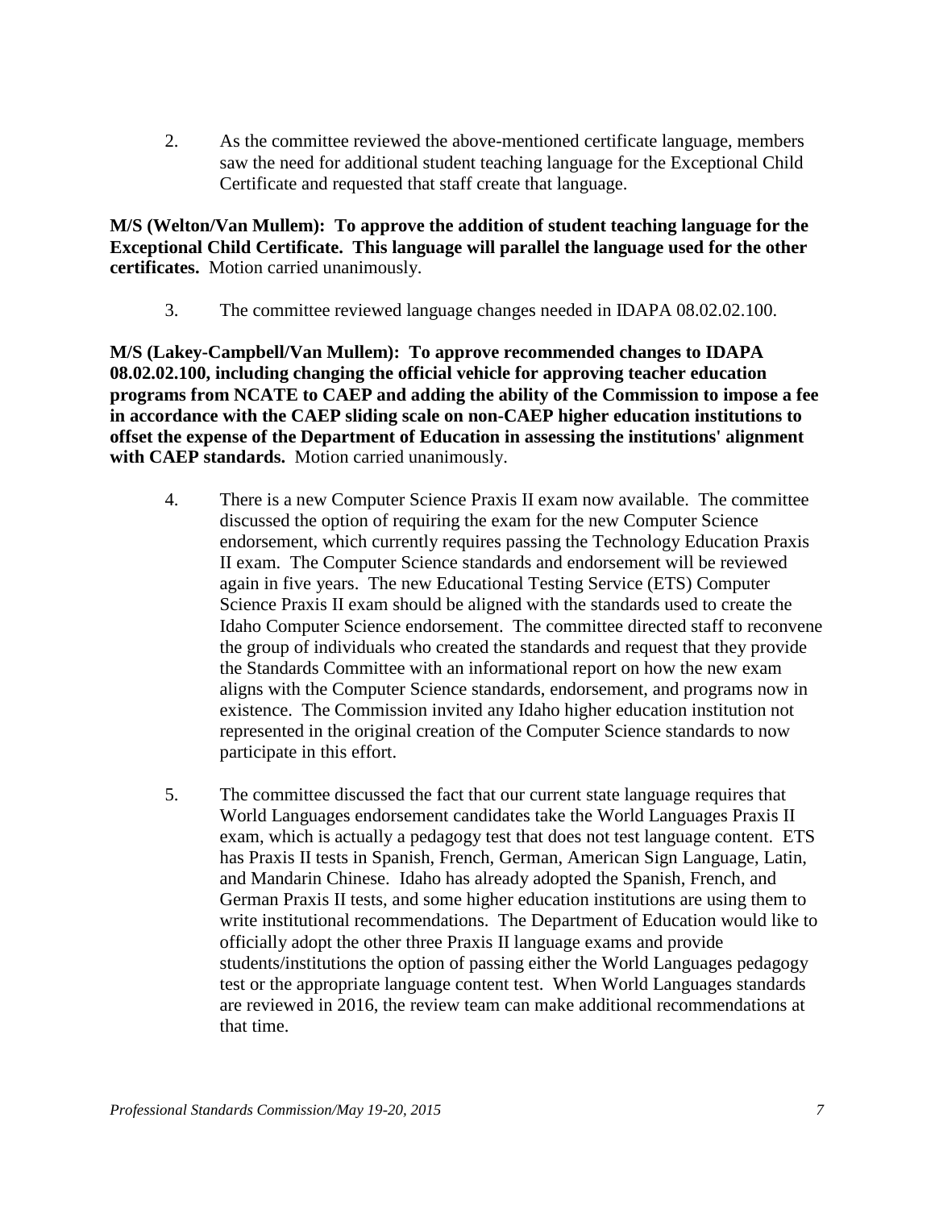2. As the committee reviewed the above-mentioned certificate language, members saw the need for additional student teaching language for the Exceptional Child Certificate and requested that staff create that language.

**M/S (Welton/Van Mullem): To approve the addition of student teaching language for the Exceptional Child Certificate. This language will parallel the language used for the other certificates.** Motion carried unanimously.

3. The committee reviewed language changes needed in IDAPA 08.02.02.100.

**M/S (Lakey-Campbell/Van Mullem): To approve recommended changes to IDAPA 08.02.02.100, including changing the official vehicle for approving teacher education programs from NCATE to CAEP and adding the ability of the Commission to impose a fee in accordance with the CAEP sliding scale on non-CAEP higher education institutions to offset the expense of the Department of Education in assessing the institutions' alignment with CAEP standards.** Motion carried unanimously.

4. There is a new Computer Science Praxis II exam now available. The committee discussed the option of requiring the exam for the new Computer Science endorsement, which currently requires passing the Technology Education Praxis II exam. The Computer Science standards and endorsement will be reviewed again in five years. The new Educational Testing Service (ETS) Computer Science Praxis II exam should be aligned with the standards used to create the Idaho Computer Science endorsement. The committee directed staff to reconvene the group of individuals who created the standards and request that they provide the Standards Committee with an informational report on how the new exam aligns with the Computer Science standards, endorsement, and programs now in existence. The Commission invited any Idaho higher education institution not represented in the original creation of the Computer Science standards to now participate in this effort.

5. The committee discussed the fact that our current state language requires that World Languages endorsement candidates take the World Languages Praxis II exam, which is actually a pedagogy test that does not test language content. ETS has Praxis II tests in Spanish, French, German, American Sign Language, Latin, and Mandarin Chinese. Idaho has already adopted the Spanish, French, and German Praxis II tests, and some higher education institutions are using them to write institutional recommendations. The Department of Education would like to officially adopt the other three Praxis II language exams and provide students/institutions the option of passing either the World Languages pedagogy test or the appropriate language content test. When World Languages standards are reviewed in 2016, the review team can make additional recommendations at that time.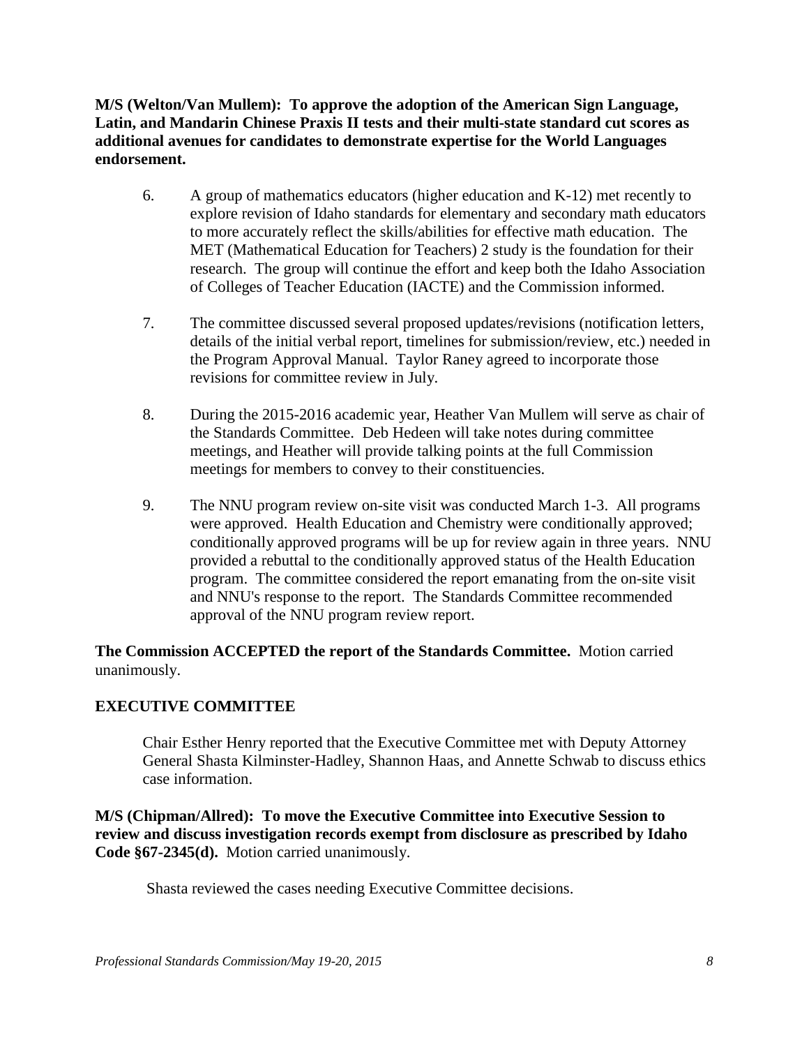**M/S (Welton/Van Mullem): To approve the adoption of the American Sign Language, Latin, and Mandarin Chinese Praxis II tests and their multi-state standard cut scores as additional avenues for candidates to demonstrate expertise for the World Languages endorsement.**

6. A group of mathematics educators (higher education and K-12) met recently to explore revision of Idaho standards for elementary and secondary math educators to more accurately reflect the skills/abilities for effective math education. The MET (Mathematical Education for Teachers) 2 study is the foundation for their research. The group will continue the effort and keep both the Idaho Association of Colleges of Teacher Education (IACTE) and the Commission informed.

7. The committee discussed several proposed updates/revisions (notification letters, details of the initial verbal report, timelines for submission/review, etc.) needed in the Program Approval Manual. Taylor Raney agreed to incorporate those revisions for committee review in July.

8. During the 2015-2016 academic year, Heather Van Mullem will serve as chair of the Standards Committee. Deb Hedeen will take notes during committee meetings, and Heather will provide talking points at the full Commission meetings for members to convey to their constituencies.

9. The NNU program review on-site visit was conducted March 1-3. All programs were approved. Health Education and Chemistry were conditionally approved; conditionally approved programs will be up for review again in three years. NNU provided a rebuttal to the conditionally approved status of the Health Education program. The committee considered the report emanating from the on-site visit and NNU's response to the report. The Standards Committee recommended approval of the NNU program review report.

**The Commission ACCEPTED the report of the Standards Committee.** Motion carried unanimously.

## EXECUTIVE COMMITTEE

Chair Esther Henry reported that the Executive Committee met with Deputy Attorney General Shasta Kilminster-Hadley, Shannon Haas, and Annette Schwab to discuss ethics case information.

**M/S (Chipman/Allred): To move the Executive Committee into Executive Session to review and discuss investigation records exempt from disclosure as prescribed by Idaho Code §67-2345(d).** Motion carried unanimously.

Shasta reviewed the cases needing Executive Committee decisions.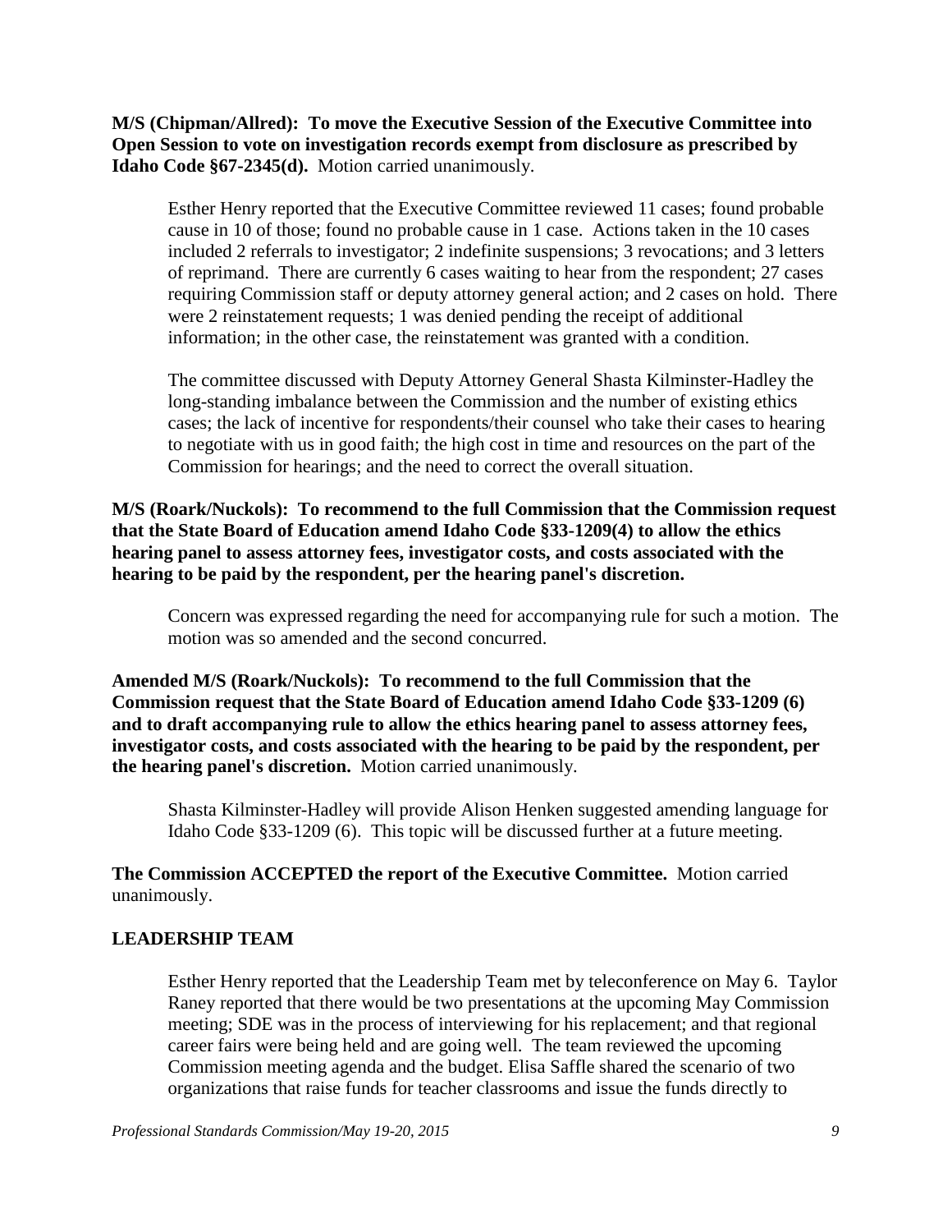**M/S (Chipman/Allred): To move the Executive Session of the Executive Committee into Open Session to vote on investigation records exempt from disclosure as prescribed by Idaho Code §67-2345(d).** Motion carried unanimously.

Esther Henry reported that the Executive Committee reviewed 11 cases; found probable cause in 10 of those; found no probable cause in 1 case. Actions taken in the 10 cases included 2 referrals to investigator; 2 indefinite suspensions; 3 revocations; and 3 letters of reprimand. There are currently 6 cases waiting to hear from the respondent; 27 cases requiring Commission staff or deputy attorney general action; and 2 cases on hold. There were 2 reinstatement requests; 1 was denied pending the receipt of additional information; in the other case, the reinstatement was granted with a condition.

The committee discussed with Deputy Attorney General Shasta Kilminster-Hadley the long-standing imbalance between the Commission and the number of existing ethics cases; the lack of incentive for respondents/their counsel who take their cases to hearing to negotiate with us in good faith; the high cost in time and resources on the part of the Commission for hearings; and the need to correct the overall situation.

**M/S (Roark/Nuckols): To recommend to the full Commission that the Commission request that the State Board of Education amend Idaho Code §33-1209(4) to allow the ethics hearing panel to assess attorney fees, investigator costs, and costs associated with the hearing to be paid by the respondent, per the hearing panel's discretion.**

Concern was expressed regarding the need for accompanying rule for such a motion. The motion was so amended and the second concurred.

**Amended M/S (Roark/Nuckols): To recommend to the full Commission that the Commission request that the State Board of Education amend Idaho Code §33-1209 (6) and to draft accompanying rule to allow the ethics hearing panel to assess attorney fees, investigator costs, and costs associated with the hearing to be paid by the respondent, per the hearing panel's discretion.** Motion carried unanimously.

Shasta Kilminster-Hadley will provide Alison Henken suggested amending language for Idaho Code §33-1209 (6). This topic will be discussed further at a future meeting.

**The Commission ACCEPTED the report of the Executive Committee.** Motion carried unanimously.

**LEADERSHIP TEAM**

Esther Henry reported that the Leadership Team met by teleconference on May 6. Taylor Raney reported that there would be two presentations at the upcoming May Commission meeting; SDE was in the process of interviewing for his replacement; and that regional career fairs were being held and are going well. The team reviewed the upcoming Commission meeting agenda and the budget. Elisa Saffle shared the scenario of two organizations that raise funds for teacher classrooms and issue the funds directly to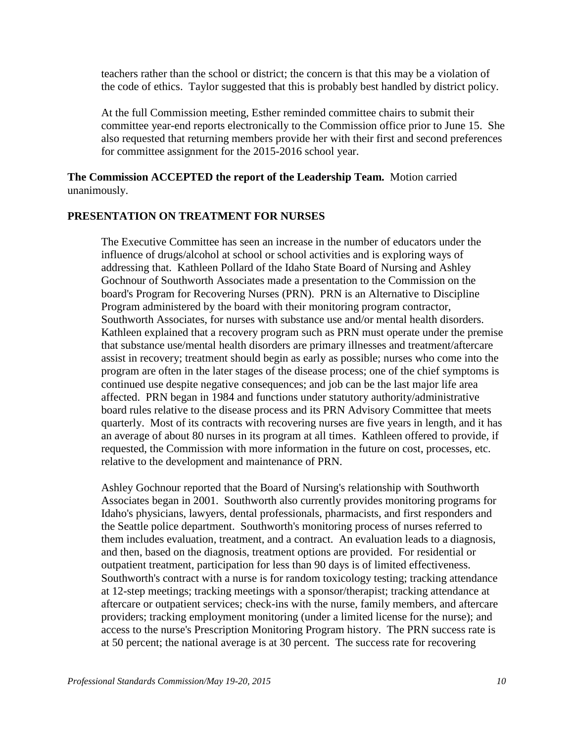teachers rather than the school or district; the concern is that this may be a violation of the code of ethics. Taylor suggested that this is probably best handled by district policy.

At the full Commission meeting, Esther reminded committee chairs to submit their committee year-end reports electronically to the Commission office prior to June 15. She also requested that returning members provide her with their first and second preferences for committee assignment for the 2015-2016 school year.

**The Commission ACCEPTED the report of the Leadership Team.** Motion carried unanimously.

## PRESENTATION ON TREATMENT FOR NURSES

The Executive Committee has seen an increase in the number of educators under the influence of drugs/alcohol at school or school activities and is exploring ways of addressing that. Kathleen Pollard of the Idaho State Board of Nursing and Ashley Gochnour of Southworth Associates made a presentation to the Commission on the board's Program for Recovering Nurses (PRN). PRN is an Alternative to Discipline Program administered by the board with their monitoring program contractor, Southworth Associates, for nurses with substance use and/or mental health disorders. Kathleen explained that a recovery program such as PRN must operate under the premise that substance use/mental health disorders are primary illnesses and treatment/aftercare assist in recovery; treatment should begin as early as possible; nurses who come into the program are often in the later stages of the disease process; one of the chief symptoms is continued use despite negative consequences; and job can be the last major life area affected. PRN began in 1984 and functions under statutory authority/administrative board rules relative to the disease process and its PRN Advisory Committee that meets quarterly. Most of its contracts with recovering nurses are five years in length, and it has an average of about 80 nurses in its program at all times. Kathleen offered to provide, if requested, the Commission with more information in the future on cost, processes, etc. relative to the development and maintenance of PRN.

Ashley Gochnour reported that the Board of Nursing's relationship with Southworth Associates began in 2001. Southworth also currently provides monitoring programs for Idaho's physicians, lawyers, dental professionals, pharmacists, and first responders and the Seattle police department. Southworth's monitoring process of nurses referred to them includes evaluation, treatment, and a contract. An evaluation leads to a diagnosis, and then, based on the diagnosis, treatment options are provided. For residential or outpatient treatment, participation for less than 90 days is of limited effectiveness. Southworth's contract with a nurse is for random toxicology testing; tracking attendance at 12-step meetings; tracking meetings with a sponsor/therapist; tracking attendance at aftercare or outpatient services; check-ins with the nurse, family members, and aftercare providers; tracking employment monitoring (under a limited license for the nurse); and access to the nurse's Prescription Monitoring Program history. The PRN success rate is at 50 percent; the national average is at 30 percent. The success rate for recovering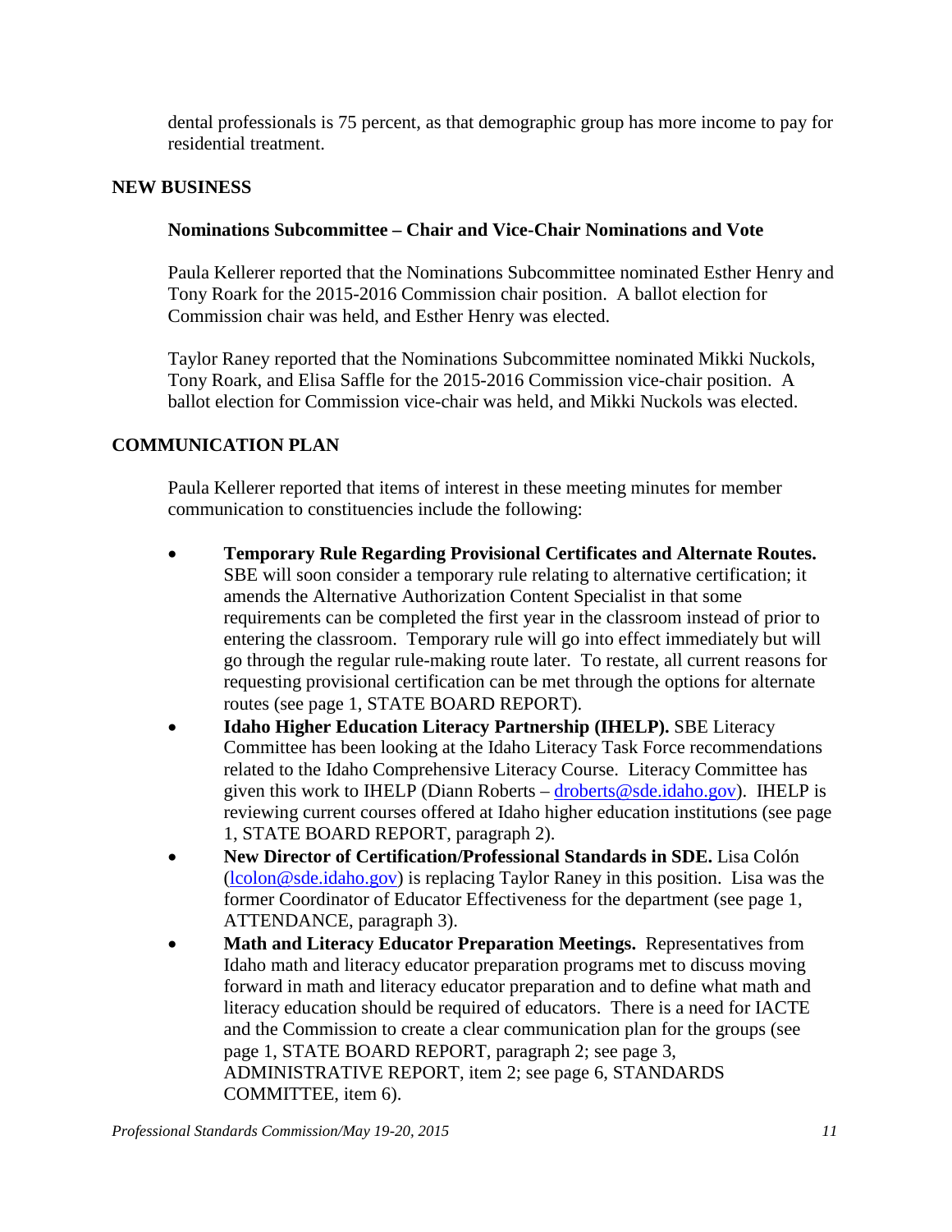dental professionals is 75 percent, as that demographic group has more income to pay for residential treatment.

## NEW BUSINESS

### Nominations Subcommittee – Chair and Vice-Chair Nominations and Vote

Paula Kellerer reported that the Nominations Subcommittee nominated Esther Henry and Tony Roark for the 2015-2016 Commission chair position. A ballot election for Commission chair was held, and Esther Henry was elected.

Taylor Raney reported that the Nominations Subcommittee nominated Mikki Nuckols, Tony Roark, and Elisa Saffle for the 2015-2016 Commission vice-chair position. A ballot election for Commission vice-chair was held, and Mikki Nuckols was elected.

## COMMUNICATION PLAN

Paula Kellerer reported that items of interest in these meeting minutes for member communication to constituencies include the following:

- **Temporary Rule Regarding Provisional Certificates and Alternate Routes.** SBE will soon consider a temporary rule relating to alternative certification; it amends the Alternative Authorization Content Specialist in that some requirements can be completed the first year in the classroom instead of prior to entering the classroom. Temporary rule will go into effect immediately but will go through the regular rule-making route later. To restate, all current reasons for requesting provisional certification can be met through the options for alternate routes (see page 1, STATE BOARD REPORT).
- **Idaho Higher Education Literacy Partnership (IHELP).** SBE Literacy Committee has been looking at the Idaho Literacy Task Force recommendations related to the Idaho Comprehensive Literacy Course. Literacy Committee has given this work to IHELP (Diann Roberts – droberts@sde.idaho.gov). IHELP is reviewing current courses offered at Idaho higher education institutions (see page 1, STATE BOARD REPORT, paragraph 2).
- **New Director of Certification/Professional Standards in SDE.** Lisa Colón (lcolon@sde.idaho.gov) is replacing Taylor Raney in this position. Lisa was the former Coordinator of Educator Effectiveness for the department (see page 1, ATTENDANCE, paragraph 3).
- **Math and Literacy Educator Preparation Meetings.** Representatives from Idaho math and literacy educator preparation programs met to discuss moving forward in math and literacy educator preparation and to define what math and literacy education should be required of educators. There is a need for IACTE and the Commission to create a clear communication plan for the groups (see page 1, STATE BOARD REPORT, paragraph 2; see page 3, ADMINISTRATIVE REPORT, item 2; see page 6, STANDARDS COMMITTEE, item 6).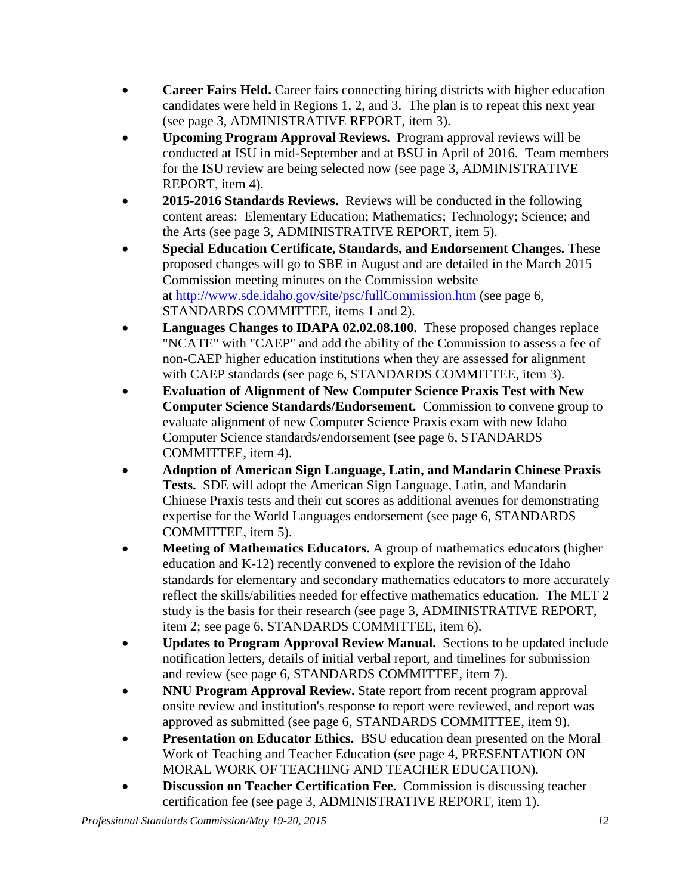- **Career Fairs Held.** Career fairs connecting hiring districts with higher education candidates were held in Regions 1, 2, and 3. The plan is to repeat this next year (see page 3, ADMINISTRATIVE REPORT, item 3).
- **Upcoming Program Approval Reviews.** Program approval reviews will be conducted at ISU in mid-September and at BSU in April of 2016. Team members for the ISU review are being selected now (see page 3, ADMINISTRATIVE REPORT, item 4).
- **2015-2016 Standards Reviews.** Reviews will be conducted in the following content areas: Elementary Education; Mathematics; Technology; Science; and the Arts (see page 3, ADMINISTRATIVE REPORT, item 5).
- **Special Education Certificate, Standards, and Endorsement Changes.** These proposed changes will go to SBE in August and are detailed in the March 2015 Commission meeting minutes on the Commission website at http://www.sde.idaho.gov/site/psc/fullCommission.htm (see page 6, STANDARDS COMMITTEE, items 1 and 2).
- **Languages Changes to IDAPA 02.02.08.100.** These proposed changes replace "NCATE" with "CAEP" and add the ability of the Commission to assess a fee of non-CAEP higher education institutions when they are assessed for alignment with CAEP standards (see page 6, STANDARDS COMMITTEE, item 3).
- **Evaluation of Alignment of New Computer Science Praxis Test with New Computer Science Standards/Endorsement.** Commission to convene group to evaluate alignment of new Computer Science Praxis exam with new Idaho Computer Science standards/endorsement (see page 6, STANDARDS COMMITTEE, item 4).
- **Adoption of American Sign Language, Latin, and Mandarin Chinese Praxis Tests.** SDE will adopt the American Sign Language, Latin, and Mandarin Chinese Praxis tests and their cut scores as additional avenues for demonstrating expertise for the World Languages endorsement (see page 6, STANDARDS COMMITTEE, item 5).
- **Meeting of Mathematics Educators.** A group of mathematics educators (higher education and K-12) recently convened to explore the revision of the Idaho standards for elementary and secondary mathematics educators to more accurately reflect the skills/abilities needed for effective mathematics education. The MET 2 study is the basis for their research (see page 3, ADMINISTRATIVE REPORT, item 2; see page 6, STANDARDS COMMITTEE, item 6).
- **Updates to Program Approval Review Manual.** Sections to be updated include notification letters, details of initial verbal report, and timelines for submission and review (see page 6, STANDARDS COMMITTEE, item 7).
- **NNU Program Approval Review.** State report from recent program approval onsite review and institution's response to report were reviewed, and report was approved as submitted (see page 6, STANDARDS COMMITTEE, item 9).
- **Presentation on Educator Ethics.** BSU education dean presented on the Moral Work of Teaching and Teacher Education (see page 4, PRESENTATION ON MORAL WORK OF TEACHING AND TEACHER EDUCATION).
- **Discussion on Teacher Certification Fee.** Commission is discussing teacher certification fee (see page 3, ADMINISTRATIVE REPORT, item 1).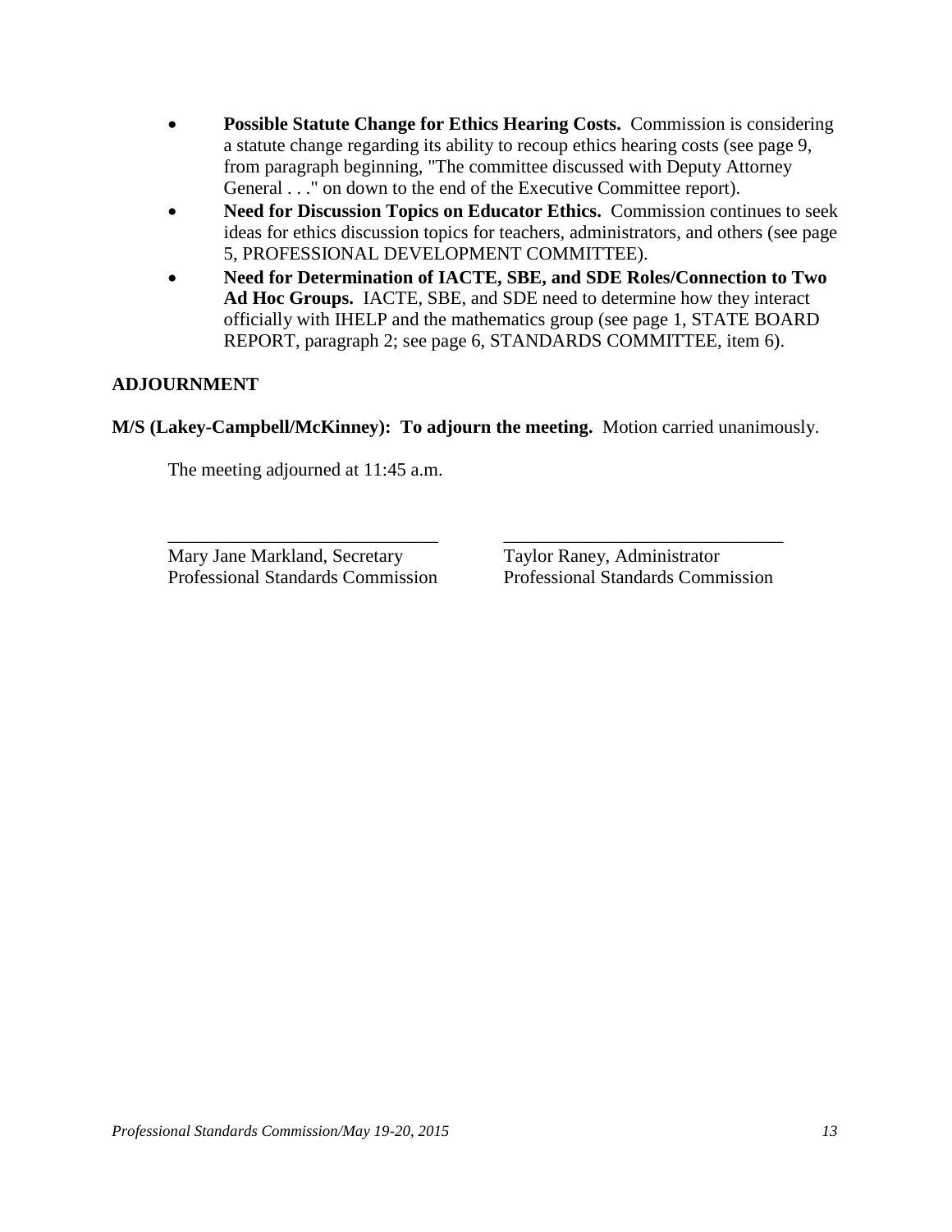- **Possible Statute Change for Ethics Hearing Costs.** Commission is considering a statute change regarding its ability to recoup ethics hearing costs (see page 9, from paragraph beginning, "The committee discussed with Deputy Attorney General . . ." on down to the end of the Executive Committee report).
- **Need for Discussion Topics on Educator Ethics.** Commission continues to seek ideas for ethics discussion topics for teachers, administrators, and others (see page 5, PROFESSIONAL DEVELOPMENT COMMITTEE).
- **Need for Determination of IACTE, SBE, and SDE Roles/Connection to Two Ad Hoc Groups.** IACTE, SBE, and SDE need to determine how they interact officially with IHELP and the mathematics group (see page 1, STATE BOARD REPORT, paragraph 2; see page 6, STANDARDS COMMITTEE, item 6).

**ADJOURNMENT**

**M/S (Lakey-Campbell/McKinney): To adjourn the meeting.** Motion carried unanimously.

The meeting adjourned at 11:45 a.m.

| | |
|---|---|
| \_\_\_\_\_\_\_\_\_\_\_\_\_\_\_\_\_\_\_\_\_\_\_\_\_\_\_\_\_\_ | \_\_\_\_\_\_\_\_\_\_\_\_\_\_\_\_\_\_\_\_\_\_\_\_\_\_\_\_\_\_ |
| Mary Jane Markland, Secretary | Taylor Raney, Administrator |
| Professional Standards Commission | Professional Standards Commission |